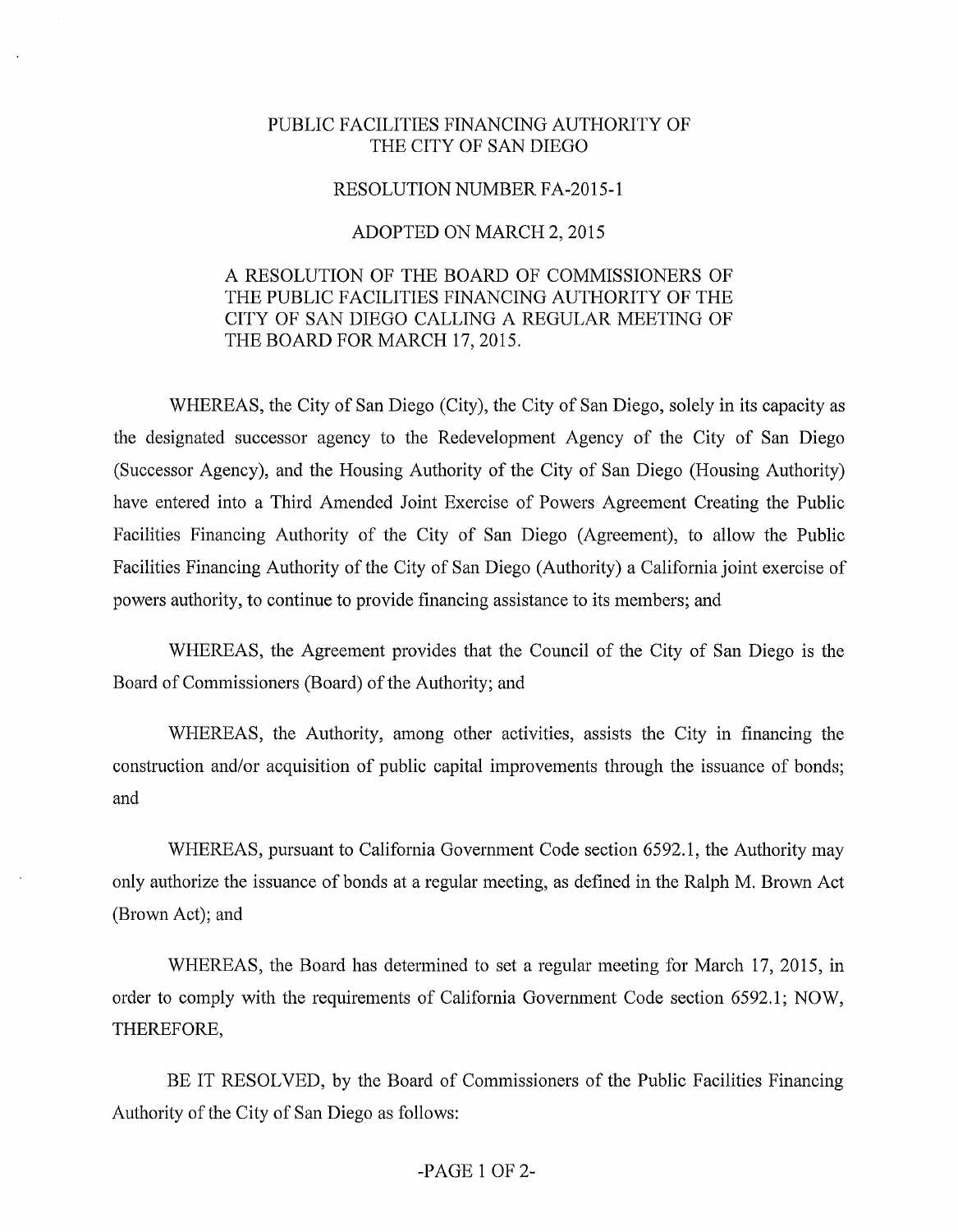# PUBLIC FACILITIES FINANCING AUTHORITY OF THE CITY OF SAN DIEGO

## RESOLUTION NUMBER FA-2015-1

## ADOPTED ON MARCH 2, 2015

A RESOLUTION OF THE BOARD OF COMMISSIONERS OF THE PUBLIC FACILITIES FINANCING AUTHORITY OF THE CITY OF SAN DIEGO CALLING A REGULAR MEETING OF THE BOARD FOR MARCH 17, 2015.

WHEREAS, the City of San Diego (City), the City of San Diego, solely in its capacity as the designated successor agency to the Redevelopment Agency of the City of San Diego (Successor Agency), and the Housing Authority of the City of San Diego (Housing Authority) have entered into a Third Amended Joint Exercise of Powers Agreement Creating the Public Facilities Financing Authority of the City of San Diego (Agreement), to allow the Public Facilities Financing Authority of the City of San Diego (Authority) a California joint exercise of powers authority, to continue to provide financing assistance to its members; and

WHEREAS, the Agreement provides that the Council of the City of San Diego is the Board of Commissioners (Board) of the Authority; and

WHEREAS, the Authority, among other activities, assists the City in financing the construction and/or acquisition of public capital improvements through the issuance of bonds; and

WHEREAS, pursuant to California Government Code section 6592.1, the Authority may only authorize the issuance of bonds at a regular meeting, as defined in the Ralph M. Brown Act (Brown Act); and

WHEREAS, the Board has determined to set a regular meeting for March 17, 2015, in order to comply with the requirements of California Government Code section 6592.1; NOW, THEREFORE,

BE IT RESOLVED, by the Board of Commissioners of the Public Facilities Financing Authority of the City of San Diego as follows: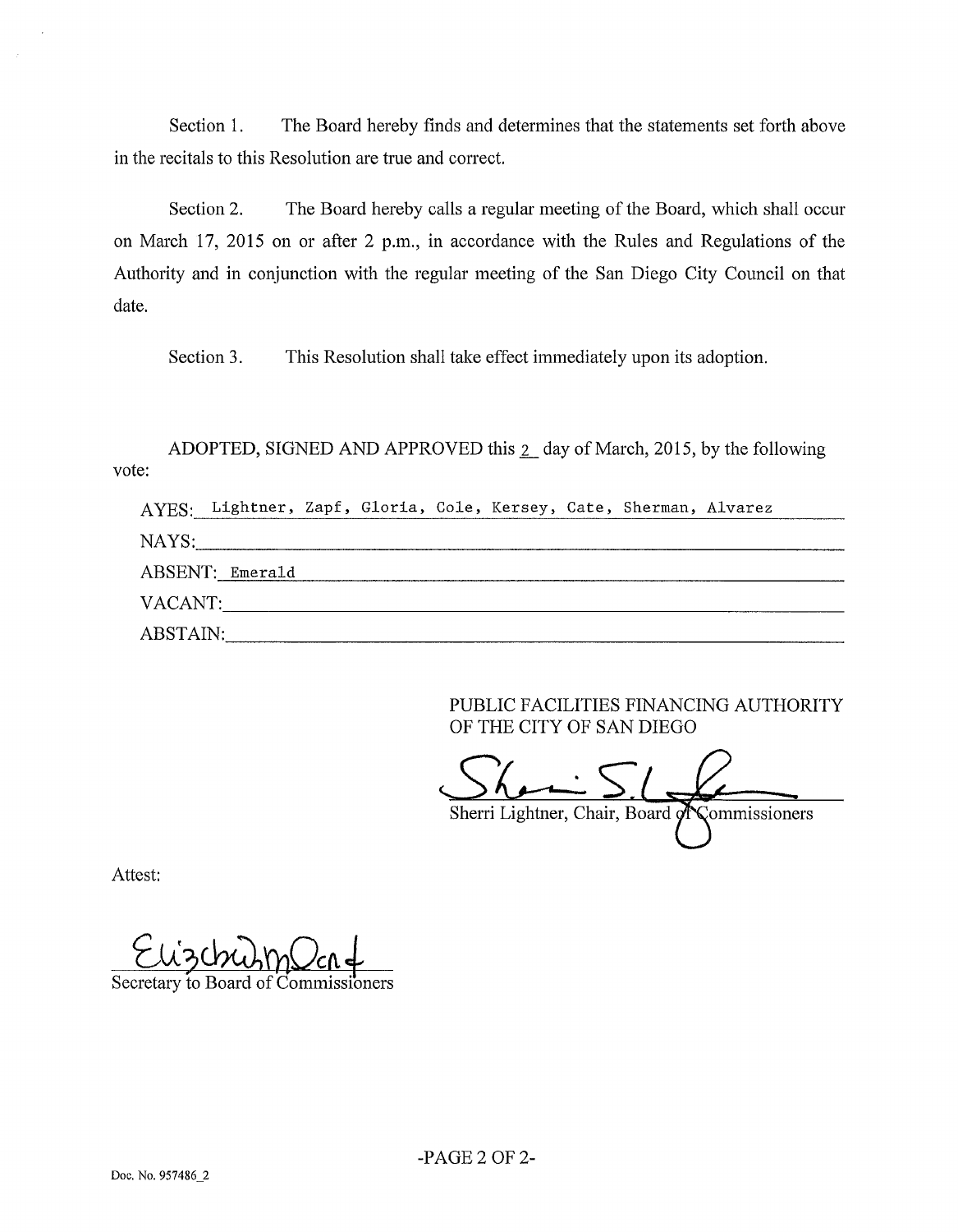Section 1. The Board hereby finds and determines that the statements set forth above in the recitals to this Resolution are true and correct.

Section 2. The Board hereby calls a regular meeting of the Board, which shall occur on March 17, 2015 on or after 2 p.m., in accordance with the Rules and Regulations of the Authority and in conjunction with the regular meeting of the San Diego City Council on that date.

Section 3. This Resolution shall take effect immediately upon its adoption.

ADOPTED, SIGNED AND APPROVED this 2 day of March, 2015, by the following vote:

AYES: Lightner, Zapf, Gloria, Cole, Kersey, Cate, Sherman, Alvarez

NAYS:

ABSENT: Emerald

VACANT:

ABSTAIN:

PUBLIC FACILITIES FINANCING AUTHORITY
OF THE CITY OF SAN DIEGO

Sherri Lightner, Chair, Board of Commissioners

Attest:

Secretary to Board of Commissioners

Doc. No. 957486_2